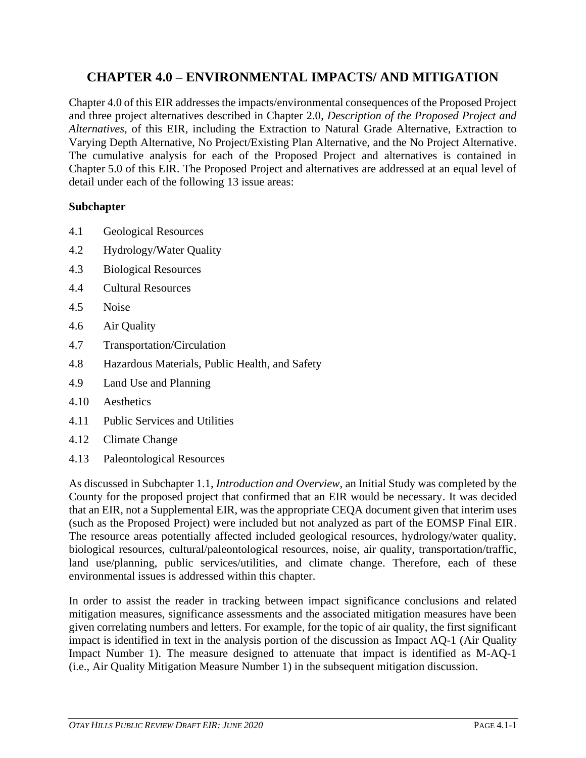# CHAPTER 4.0 – ENVIRONMENTAL IMPACTS/ AND MITIGATION

Chapter 4.0 of this EIR addresses the impacts/environmental consequences of the Proposed Project and three project alternatives described in Chapter 2.0, *Description of the Proposed Project and Alternatives*, of this EIR, including the Extraction to Natural Grade Alternative, Extraction to Varying Depth Alternative, No Project/Existing Plan Alternative, and the No Project Alternative. The cumulative analysis for each of the Proposed Project and alternatives is contained in Chapter 5.0 of this EIR. The Proposed Project and alternatives are addressed at an equal level of detail under each of the following 13 issue areas:

**Subchapter**

- 4.1 Geological Resources
- 4.2 Hydrology/Water Quality
- 4.3 Biological Resources
- 4.4 Cultural Resources
- 4.5 Noise
- 4.6 Air Quality
- 4.7 Transportation/Circulation
- 4.8 Hazardous Materials, Public Health, and Safety
- 4.9 Land Use and Planning
- 4.10 Aesthetics
- 4.11 Public Services and Utilities
- 4.12 Climate Change
- 4.13 Paleontological Resources

As discussed in Subchapter 1.1, *Introduction and Overview*, an Initial Study was completed by the County for the proposed project that confirmed that an EIR would be necessary. It was decided that an EIR, not a Supplemental EIR, was the appropriate CEQA document given that interim uses (such as the Proposed Project) were included but not analyzed as part of the EOMSP Final EIR. The resource areas potentially affected included geological resources, hydrology/water quality, biological resources, cultural/paleontological resources, noise, air quality, transportation/traffic, land use/planning, public services/utilities, and climate change. Therefore, each of these environmental issues is addressed within this chapter.

In order to assist the reader in tracking between impact significance conclusions and related mitigation measures, significance assessments and the associated mitigation measures have been given correlating numbers and letters. For example, for the topic of air quality, the first significant impact is identified in text in the analysis portion of the discussion as Impact AQ-1 (Air Quality Impact Number 1). The measure designed to attenuate that impact is identified as M-AQ-1 (i.e., Air Quality Mitigation Measure Number 1) in the subsequent mitigation discussion.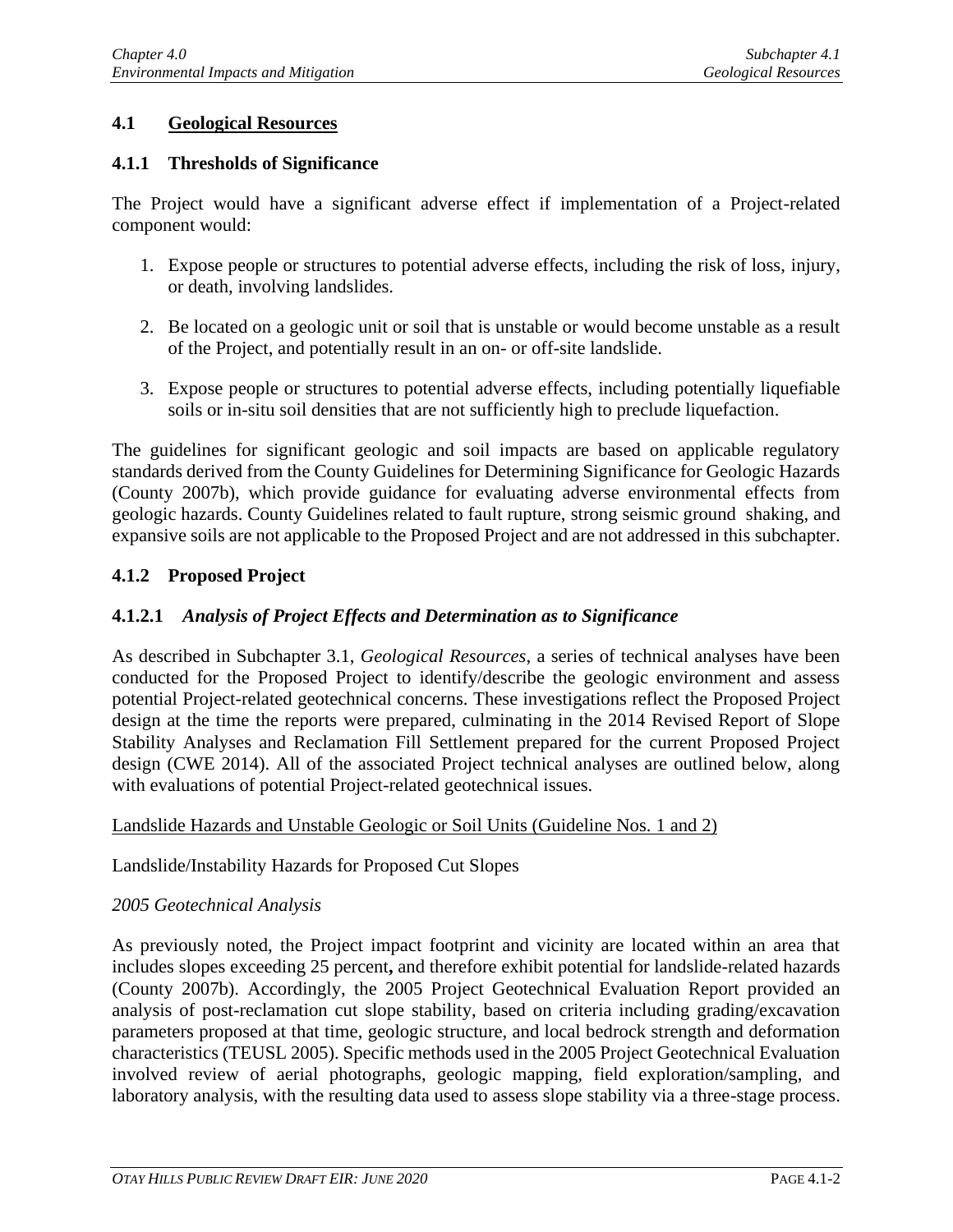## 4.1 Geological Resources

### 4.1.1 Thresholds of Significance

The Project would have a significant adverse effect if implementation of a Project-related component would:

1. Expose people or structures to potential adverse effects, including the risk of loss, injury, or death, involving landslides.
2. Be located on a geologic unit or soil that is unstable or would become unstable as a result of the Project, and potentially result in an on- or off-site landslide.
3. Expose people or structures to potential adverse effects, including potentially liquefiable soils or in-situ soil densities that are not sufficiently high to preclude liquefaction.

The guidelines for significant geologic and soil impacts are based on applicable regulatory standards derived from the County Guidelines for Determining Significance for Geologic Hazards (County 2007b), which provide guidance for evaluating adverse environmental effects from geologic hazards. County Guidelines related to fault rupture, strong seismic ground shaking, and expansive soils are not applicable to the Proposed Project and are not addressed in this subchapter.

### 4.1.2 Proposed Project

#### 4.1.2.1 *Analysis of Project Effects and Determination as to Significance*

As described in Subchapter 3.1, *Geological Resources*, a series of technical analyses have been conducted for the Proposed Project to identify/describe the geologic environment and assess potential Project-related geotechnical concerns. These investigations reflect the Proposed Project design at the time the reports were prepared, culminating in the 2014 Revised Report of Slope Stability Analyses and Reclamation Fill Settlement prepared for the current Proposed Project design (CWE 2014). All of the associated Project technical analyses are outlined below, along with evaluations of potential Project-related geotechnical issues.

<u>Landslide Hazards and Unstable Geologic or Soil Units (Guideline Nos. 1 and 2)</u>

Landslide/Instability Hazards for Proposed Cut Slopes

*2005 Geotechnical Analysis*

As previously noted, the Project impact footprint and vicinity are located within an area that includes slopes exceeding 25 percent**,** and therefore exhibit potential for landslide-related hazards (County 2007b). Accordingly, the 2005 Project Geotechnical Evaluation Report provided an analysis of post-reclamation cut slope stability, based on criteria including grading/excavation parameters proposed at that time, geologic structure, and local bedrock strength and deformation characteristics (TEUSL 2005). Specific methods used in the 2005 Project Geotechnical Evaluation involved review of aerial photographs, geologic mapping, field exploration/sampling, and laboratory analysis, with the resulting data used to assess slope stability via a three-stage process.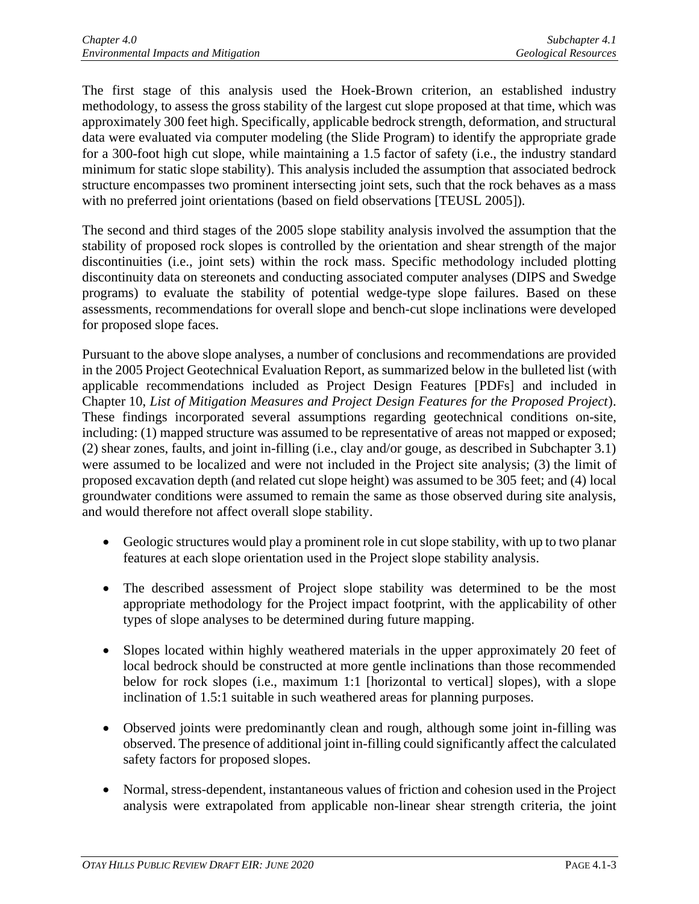The first stage of this analysis used the Hoek-Brown criterion, an established industry methodology, to assess the gross stability of the largest cut slope proposed at that time, which was approximately 300 feet high. Specifically, applicable bedrock strength, deformation, and structural data were evaluated via computer modeling (the Slide Program) to identify the appropriate grade for a 300-foot high cut slope, while maintaining a 1.5 factor of safety (i.e., the industry standard minimum for static slope stability). This analysis included the assumption that associated bedrock structure encompasses two prominent intersecting joint sets, such that the rock behaves as a mass with no preferred joint orientations (based on field observations [TEUSL 2005]).

The second and third stages of the 2005 slope stability analysis involved the assumption that the stability of proposed rock slopes is controlled by the orientation and shear strength of the major discontinuities (i.e., joint sets) within the rock mass. Specific methodology included plotting discontinuity data on stereonets and conducting associated computer analyses (DIPS and Swedge programs) to evaluate the stability of potential wedge-type slope failures. Based on these assessments, recommendations for overall slope and bench-cut slope inclinations were developed for proposed slope faces.

Pursuant to the above slope analyses, a number of conclusions and recommendations are provided in the 2005 Project Geotechnical Evaluation Report, as summarized below in the bulleted list (with applicable recommendations included as Project Design Features [PDFs] and included in Chapter 10, *List of Mitigation Measures and Project Design Features for the Proposed Project*). These findings incorporated several assumptions regarding geotechnical conditions on-site, including: (1) mapped structure was assumed to be representative of areas not mapped or exposed; (2) shear zones, faults, and joint in-filling (i.e., clay and/or gouge, as described in Subchapter 3.1) were assumed to be localized and were not included in the Project site analysis; (3) the limit of proposed excavation depth (and related cut slope height) was assumed to be 305 feet; and (4) local groundwater conditions were assumed to remain the same as those observed during site analysis, and would therefore not affect overall slope stability.

- Geologic structures would play a prominent role in cut slope stability, with up to two planar features at each slope orientation used in the Project slope stability analysis.

- The described assessment of Project slope stability was determined to be the most appropriate methodology for the Project impact footprint, with the applicability of other types of slope analyses to be determined during future mapping.

- Slopes located within highly weathered materials in the upper approximately 20 feet of local bedrock should be constructed at more gentle inclinations than those recommended below for rock slopes (i.e., maximum 1:1 [horizontal to vertical] slopes), with a slope inclination of 1.5:1 suitable in such weathered areas for planning purposes.

- Observed joints were predominantly clean and rough, although some joint in-filling was observed. The presence of additional joint in-filling could significantly affect the calculated safety factors for proposed slopes.

- Normal, stress-dependent, instantaneous values of friction and cohesion used in the Project analysis were extrapolated from applicable non-linear shear strength criteria, the joint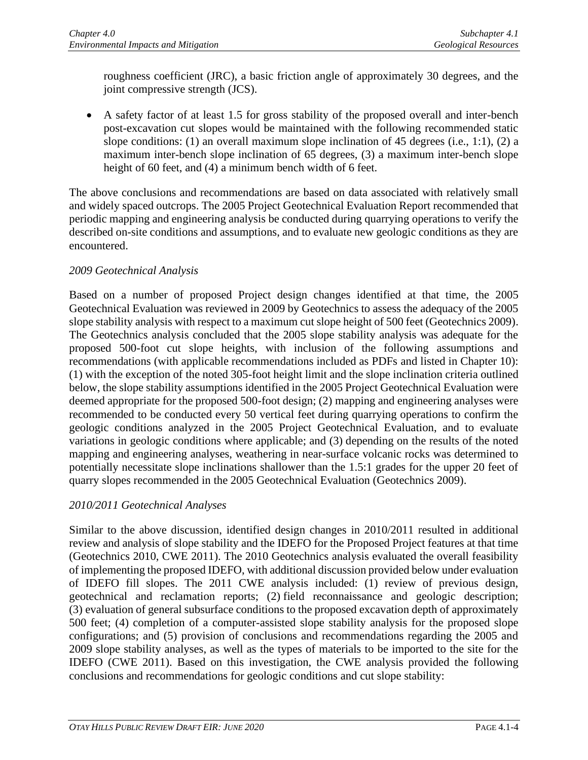roughness coefficient (JRC), a basic friction angle of approximately 30 degrees, and the joint compressive strength (JCS).

- A safety factor of at least 1.5 for gross stability of the proposed overall and inter-bench post-excavation cut slopes would be maintained with the following recommended static slope conditions: (1) an overall maximum slope inclination of 45 degrees (i.e., 1:1), (2) a maximum inter-bench slope inclination of 65 degrees, (3) a maximum inter-bench slope height of 60 feet, and (4) a minimum bench width of 6 feet.

The above conclusions and recommendations are based on data associated with relatively small and widely spaced outcrops. The 2005 Project Geotechnical Evaluation Report recommended that periodic mapping and engineering analysis be conducted during quarrying operations to verify the described on-site conditions and assumptions, and to evaluate new geologic conditions as they are encountered.

*2009 Geotechnical Analysis*

Based on a number of proposed Project design changes identified at that time, the 2005 Geotechnical Evaluation was reviewed in 2009 by Geotechnics to assess the adequacy of the 2005 slope stability analysis with respect to a maximum cut slope height of 500 feet (Geotechnics 2009). The Geotechnics analysis concluded that the 2005 slope stability analysis was adequate for the proposed 500-foot cut slope heights, with inclusion of the following assumptions and recommendations (with applicable recommendations included as PDFs and listed in Chapter 10): (1) with the exception of the noted 305-foot height limit and the slope inclination criteria outlined below, the slope stability assumptions identified in the 2005 Project Geotechnical Evaluation were deemed appropriate for the proposed 500-foot design; (2) mapping and engineering analyses were recommended to be conducted every 50 vertical feet during quarrying operations to confirm the geologic conditions analyzed in the 2005 Project Geotechnical Evaluation, and to evaluate variations in geologic conditions where applicable; and (3) depending on the results of the noted mapping and engineering analyses, weathering in near-surface volcanic rocks was determined to potentially necessitate slope inclinations shallower than the 1.5:1 grades for the upper 20 feet of quarry slopes recommended in the 2005 Geotechnical Evaluation (Geotechnics 2009).

*2010/2011 Geotechnical Analyses*

Similar to the above discussion, identified design changes in 2010/2011 resulted in additional review and analysis of slope stability and the IDEFO for the Proposed Project features at that time (Geotechnics 2010, CWE 2011). The 2010 Geotechnics analysis evaluated the overall feasibility of implementing the proposed IDEFO, with additional discussion provided below under evaluation of IDEFO fill slopes. The 2011 CWE analysis included: (1) review of previous design, geotechnical and reclamation reports; (2) field reconnaissance and geologic description; (3) evaluation of general subsurface conditions to the proposed excavation depth of approximately 500 feet; (4) completion of a computer-assisted slope stability analysis for the proposed slope configurations; and (5) provision of conclusions and recommendations regarding the 2005 and 2009 slope stability analyses, as well as the types of materials to be imported to the site for the IDEFO (CWE 2011). Based on this investigation, the CWE analysis provided the following conclusions and recommendations for geologic conditions and cut slope stability: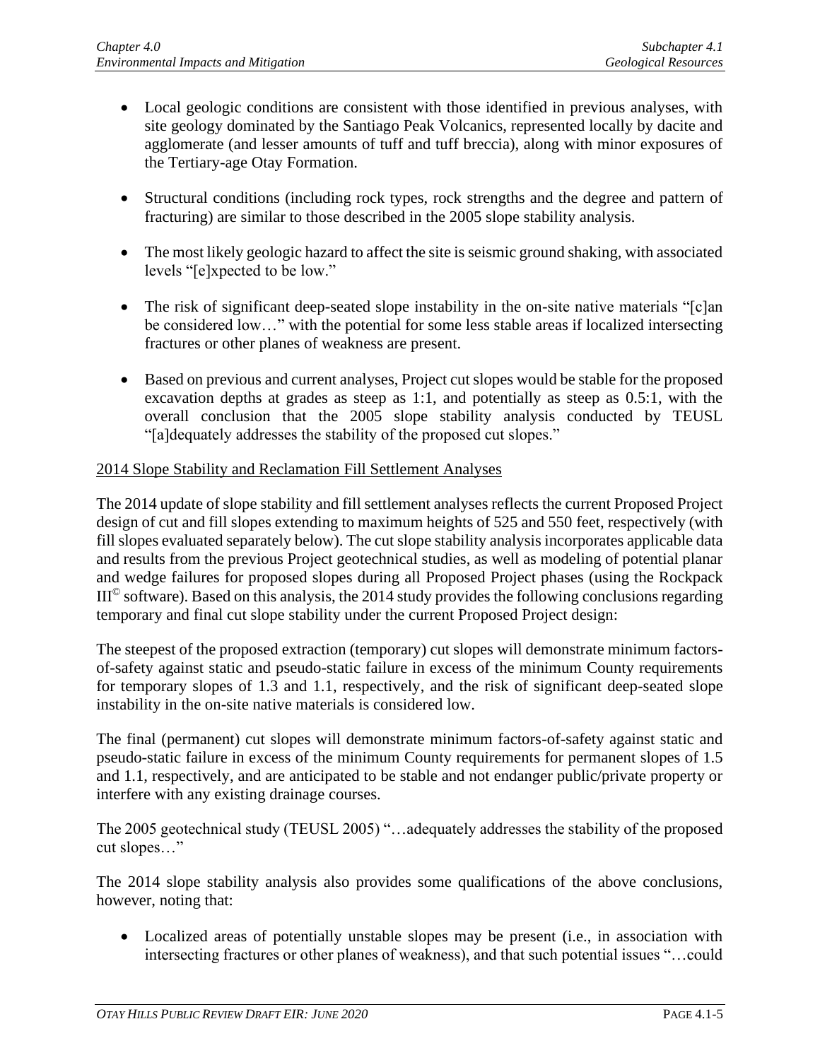- Local geologic conditions are consistent with those identified in previous analyses, with site geology dominated by the Santiago Peak Volcanics, represented locally by dacite and agglomerate (and lesser amounts of tuff and tuff breccia), along with minor exposures of the Tertiary-age Otay Formation.

- Structural conditions (including rock types, rock strengths and the degree and pattern of fracturing) are similar to those described in the 2005 slope stability analysis.

- The most likely geologic hazard to affect the site is seismic ground shaking, with associated levels "[e]xpected to be low."

- The risk of significant deep-seated slope instability in the on-site native materials "[c]an be considered low…" with the potential for some less stable areas if localized intersecting fractures or other planes of weakness are present.

- Based on previous and current analyses, Project cut slopes would be stable for the proposed excavation depths at grades as steep as 1:1, and potentially as steep as 0.5:1, with the overall conclusion that the 2005 slope stability analysis conducted by TEUSL "[a]dequately addresses the stability of the proposed cut slopes."

<u>2014 Slope Stability and Reclamation Fill Settlement Analyses</u>

The 2014 update of slope stability and fill settlement analyses reflects the current Proposed Project design of cut and fill slopes extending to maximum heights of 525 and 550 feet, respectively (with fill slopes evaluated separately below). The cut slope stability analysis incorporates applicable data and results from the previous Project geotechnical studies, as well as modeling of potential planar and wedge failures for proposed slopes during all Proposed Project phases (using the Rockpack III© software). Based on this analysis, the 2014 study provides the following conclusions regarding temporary and final cut slope stability under the current Proposed Project design:

The steepest of the proposed extraction (temporary) cut slopes will demonstrate minimum factors-of-safety against static and pseudo-static failure in excess of the minimum County requirements for temporary slopes of 1.3 and 1.1, respectively, and the risk of significant deep-seated slope instability in the on-site native materials is considered low.

The final (permanent) cut slopes will demonstrate minimum factors-of-safety against static and pseudo-static failure in excess of the minimum County requirements for permanent slopes of 1.5 and 1.1, respectively, and are anticipated to be stable and not endanger public/private property or interfere with any existing drainage courses.

The 2005 geotechnical study (TEUSL 2005) "…adequately addresses the stability of the proposed cut slopes…"

The 2014 slope stability analysis also provides some qualifications of the above conclusions, however, noting that:

- Localized areas of potentially unstable slopes may be present (i.e., in association with intersecting fractures or other planes of weakness), and that such potential issues "…could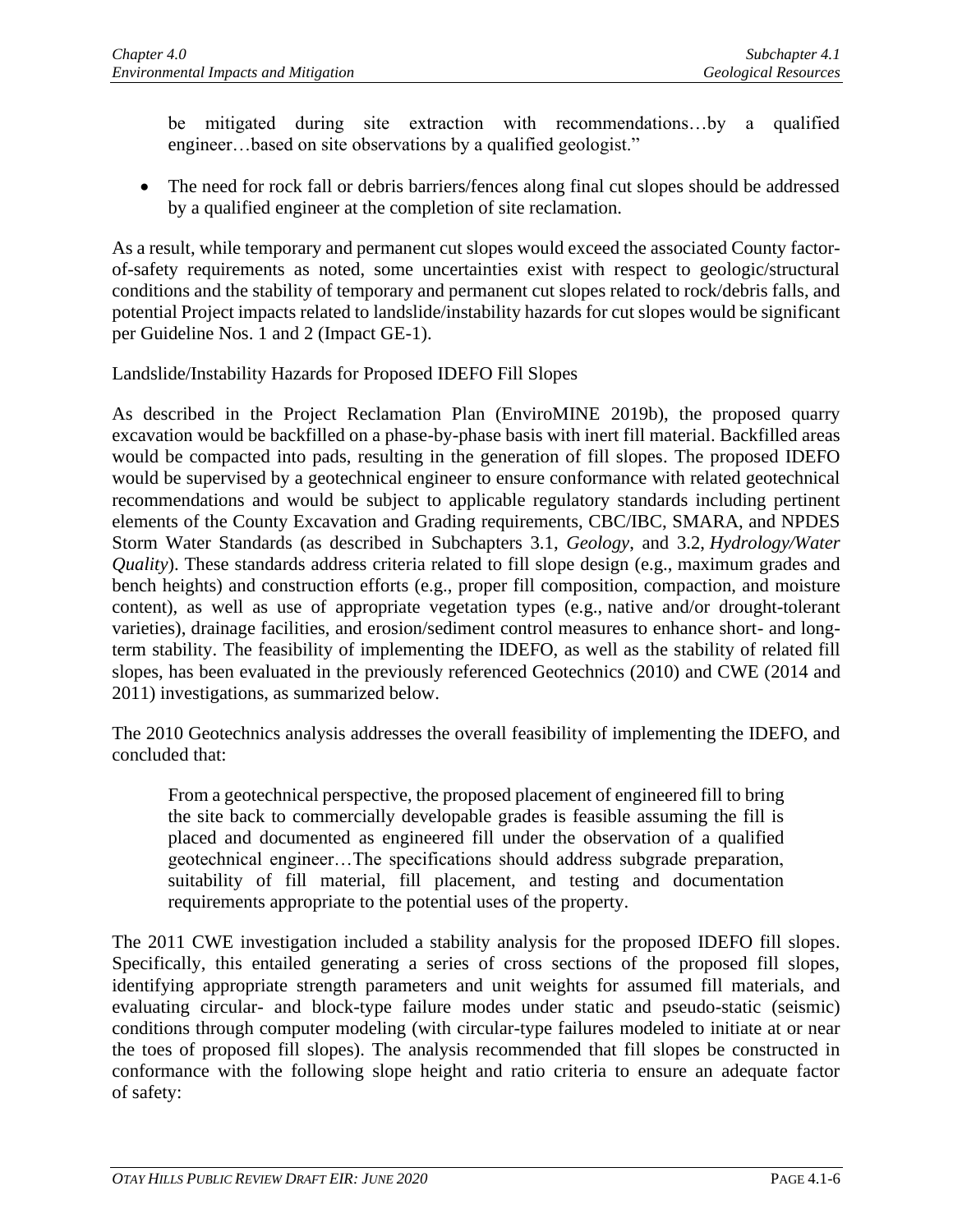be mitigated during site extraction with recommendations…by a qualified engineer…based on site observations by a qualified geologist."

- The need for rock fall or debris barriers/fences along final cut slopes should be addressed by a qualified engineer at the completion of site reclamation.

As a result, while temporary and permanent cut slopes would exceed the associated County factor-of-safety requirements as noted, some uncertainties exist with respect to geologic/structural conditions and the stability of temporary and permanent cut slopes related to rock/debris falls, and potential Project impacts related to landslide/instability hazards for cut slopes would be significant per Guideline Nos. 1 and 2 (Impact GE-1).

Landslide/Instability Hazards for Proposed IDEFO Fill Slopes

As described in the Project Reclamation Plan (EnviroMINE 2019b), the proposed quarry excavation would be backfilled on a phase-by-phase basis with inert fill material. Backfilled areas would be compacted into pads, resulting in the generation of fill slopes. The proposed IDEFO would be supervised by a geotechnical engineer to ensure conformance with related geotechnical recommendations and would be subject to applicable regulatory standards including pertinent elements of the County Excavation and Grading requirements, CBC/IBC, SMARA, and NPDES Storm Water Standards (as described in Subchapters 3.1, *Geology*, and 3.2, *Hydrology/Water Quality*). These standards address criteria related to fill slope design (e.g., maximum grades and bench heights) and construction efforts (e.g., proper fill composition, compaction, and moisture content), as well as use of appropriate vegetation types (e.g., native and/or drought-tolerant varieties), drainage facilities, and erosion/sediment control measures to enhance short- and long-term stability. The feasibility of implementing the IDEFO, as well as the stability of related fill slopes, has been evaluated in the previously referenced Geotechnics (2010) and CWE (2014 and 2011) investigations, as summarized below.

The 2010 Geotechnics analysis addresses the overall feasibility of implementing the IDEFO, and concluded that:

> From a geotechnical perspective, the proposed placement of engineered fill to bring the site back to commercially developable grades is feasible assuming the fill is placed and documented as engineered fill under the observation of a qualified geotechnical engineer…The specifications should address subgrade preparation, suitability of fill material, fill placement, and testing and documentation requirements appropriate to the potential uses of the property.

The 2011 CWE investigation included a stability analysis for the proposed IDEFO fill slopes. Specifically, this entailed generating a series of cross sections of the proposed fill slopes, identifying appropriate strength parameters and unit weights for assumed fill materials, and evaluating circular- and block-type failure modes under static and pseudo-static (seismic) conditions through computer modeling (with circular-type failures modeled to initiate at or near the toes of proposed fill slopes). The analysis recommended that fill slopes be constructed in conformance with the following slope height and ratio criteria to ensure an adequate factor of safety: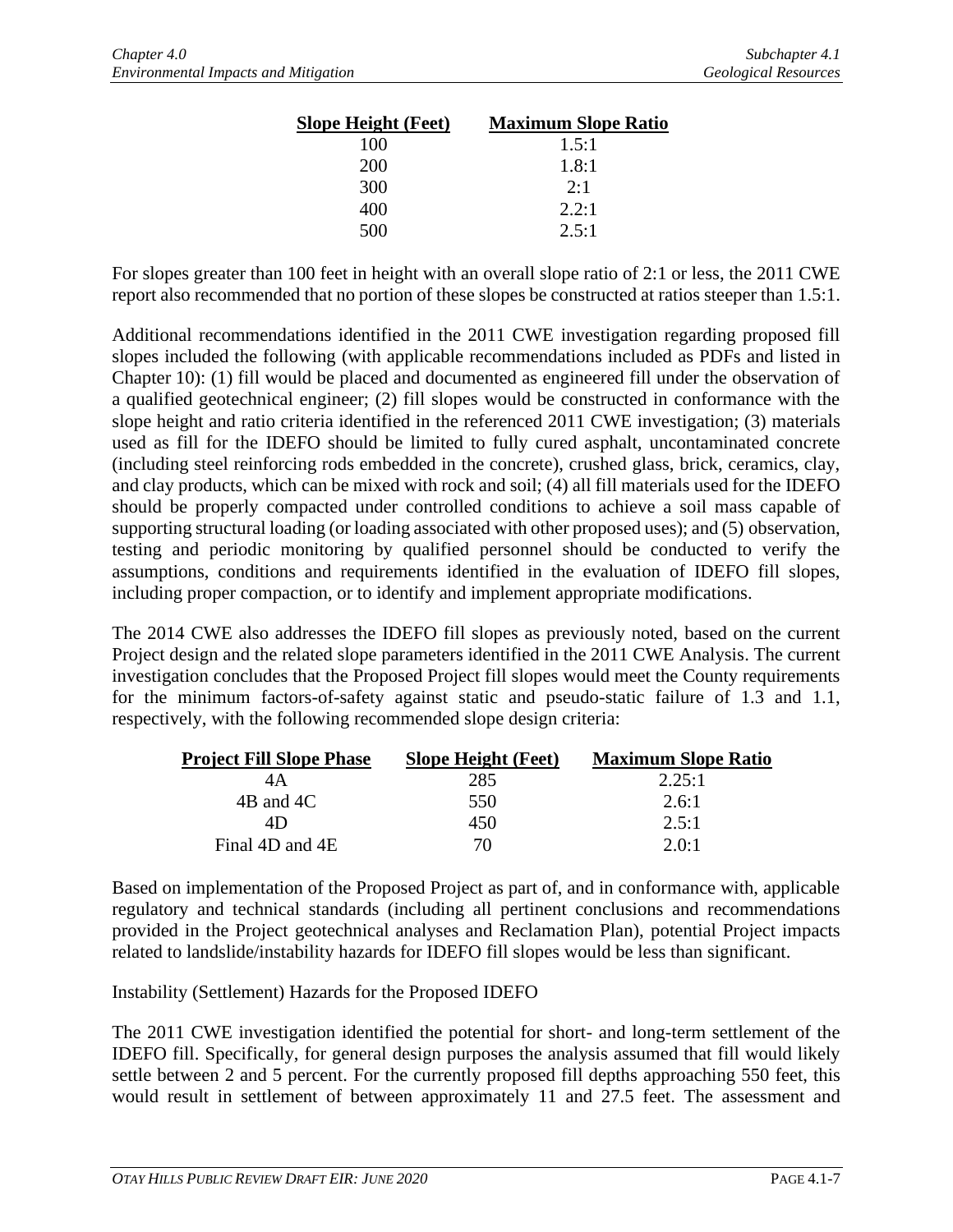| Slope Height (Feet) | Maximum Slope Ratio |
|---|---|
| 100 | 1.5:1 |
| 200 | 1.8:1 |
| 300 | 2:1 |
| 400 | 2.2:1 |
| 500 | 2.5:1 |

For slopes greater than 100 feet in height with an overall slope ratio of 2:1 or less, the 2011 CWE report also recommended that no portion of these slopes be constructed at ratios steeper than 1.5:1.

Additional recommendations identified in the 2011 CWE investigation regarding proposed fill slopes included the following (with applicable recommendations included as PDFs and listed in Chapter 10): (1) fill would be placed and documented as engineered fill under the observation of a qualified geotechnical engineer; (2) fill slopes would be constructed in conformance with the slope height and ratio criteria identified in the referenced 2011 CWE investigation; (3) materials used as fill for the IDEFO should be limited to fully cured asphalt, uncontaminated concrete (including steel reinforcing rods embedded in the concrete), crushed glass, brick, ceramics, clay, and clay products, which can be mixed with rock and soil; (4) all fill materials used for the IDEFO should be properly compacted under controlled conditions to achieve a soil mass capable of supporting structural loading (or loading associated with other proposed uses); and (5) observation, testing and periodic monitoring by qualified personnel should be conducted to verify the assumptions, conditions and requirements identified in the evaluation of IDEFO fill slopes, including proper compaction, or to identify and implement appropriate modifications.

The 2014 CWE also addresses the IDEFO fill slopes as previously noted, based on the current Project design and the related slope parameters identified in the 2011 CWE Analysis. The current investigation concludes that the Proposed Project fill slopes would meet the County requirements for the minimum factors-of-safety against static and pseudo-static failure of 1.3 and 1.1, respectively, with the following recommended slope design criteria:

| Project Fill Slope Phase | Slope Height (Feet) | Maximum Slope Ratio |
|---|---|---|
| 4A | 285 | 2.25:1 |
| 4B and 4C | 550 | 2.6:1 |
| 4D | 450 | 2.5:1 |
| Final 4D and 4E | 70 | 2.0:1 |

Based on implementation of the Proposed Project as part of, and in conformance with, applicable regulatory and technical standards (including all pertinent conclusions and recommendations provided in the Project geotechnical analyses and Reclamation Plan), potential Project impacts related to landslide/instability hazards for IDEFO fill slopes would be less than significant.

Instability (Settlement) Hazards for the Proposed IDEFO

The 2011 CWE investigation identified the potential for short- and long-term settlement of the IDEFO fill. Specifically, for general design purposes the analysis assumed that fill would likely settle between 2 and 5 percent. For the currently proposed fill depths approaching 550 feet, this would result in settlement of between approximately 11 and 27.5 feet. The assessment and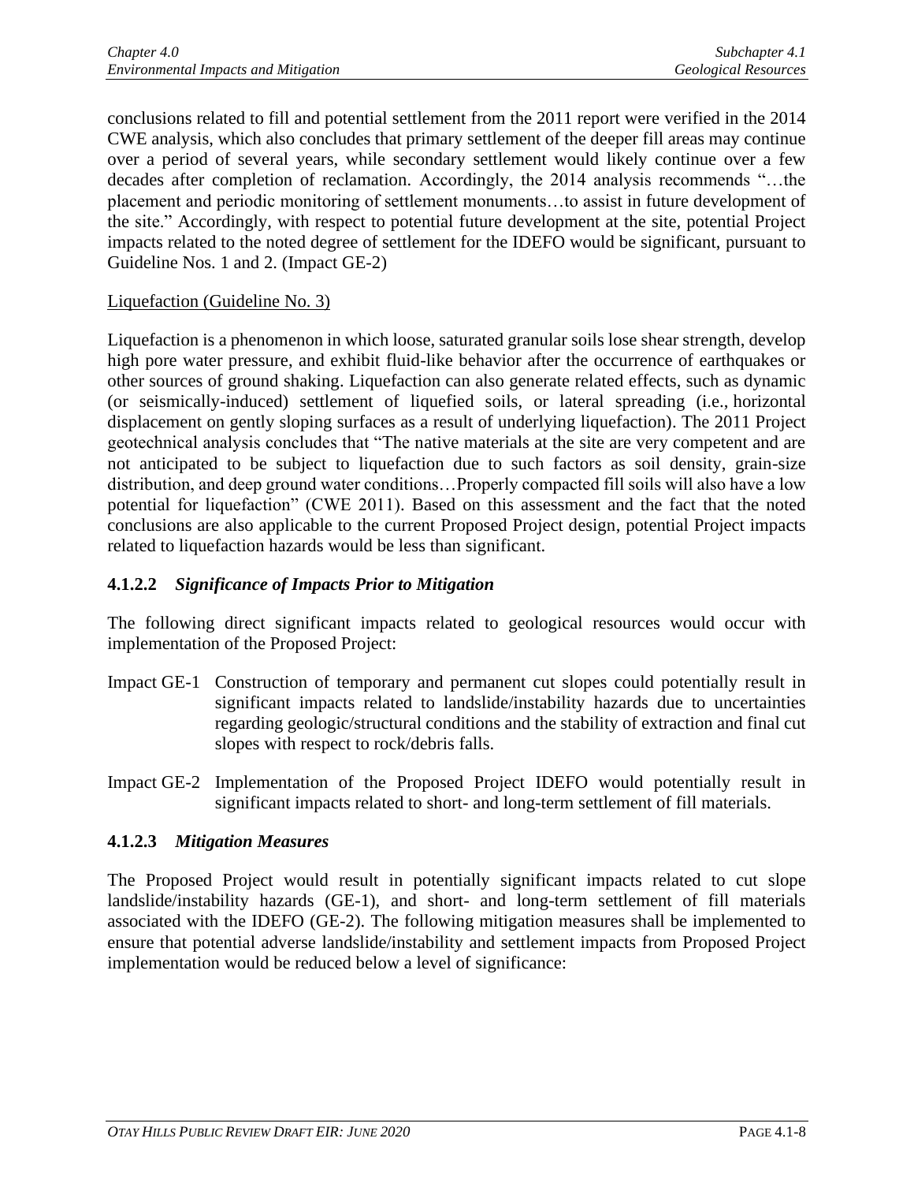conclusions related to fill and potential settlement from the 2011 report were verified in the 2014 CWE analysis, which also concludes that primary settlement of the deeper fill areas may continue over a period of several years, while secondary settlement would likely continue over a few decades after completion of reclamation. Accordingly, the 2014 analysis recommends "…the placement and periodic monitoring of settlement monuments…to assist in future development of the site." Accordingly, with respect to potential future development at the site, potential Project impacts related to the noted degree of settlement for the IDEFO would be significant, pursuant to Guideline Nos. 1 and 2. (Impact GE-2)

<u>Liquefaction (Guideline No. 3)</u>

Liquefaction is a phenomenon in which loose, saturated granular soils lose shear strength, develop high pore water pressure, and exhibit fluid-like behavior after the occurrence of earthquakes or other sources of ground shaking. Liquefaction can also generate related effects, such as dynamic (or seismically-induced) settlement of liquefied soils, or lateral spreading (i.e., horizontal displacement on gently sloping surfaces as a result of underlying liquefaction). The 2011 Project geotechnical analysis concludes that "The native materials at the site are very competent and are not anticipated to be subject to liquefaction due to such factors as soil density, grain-size distribution, and deep ground water conditions…Properly compacted fill soils will also have a low potential for liquefaction" (CWE 2011). Based on this assessment and the fact that the noted conclusions are also applicable to the current Proposed Project design, potential Project impacts related to liquefaction hazards would be less than significant.

### 4.1.2.2 *Significance of Impacts Prior to Mitigation*

The following direct significant impacts related to geological resources would occur with implementation of the Proposed Project:

Impact GE-1 Construction of temporary and permanent cut slopes could potentially result in significant impacts related to landslide/instability hazards due to uncertainties regarding geologic/structural conditions and the stability of extraction and final cut slopes with respect to rock/debris falls.

Impact GE-2 Implementation of the Proposed Project IDEFO would potentially result in significant impacts related to short- and long-term settlement of fill materials.

### 4.1.2.3 *Mitigation Measures*

The Proposed Project would result in potentially significant impacts related to cut slope landslide/instability hazards (GE-1), and short- and long-term settlement of fill materials associated with the IDEFO (GE-2). The following mitigation measures shall be implemented to ensure that potential adverse landslide/instability and settlement impacts from Proposed Project implementation would be reduced below a level of significance: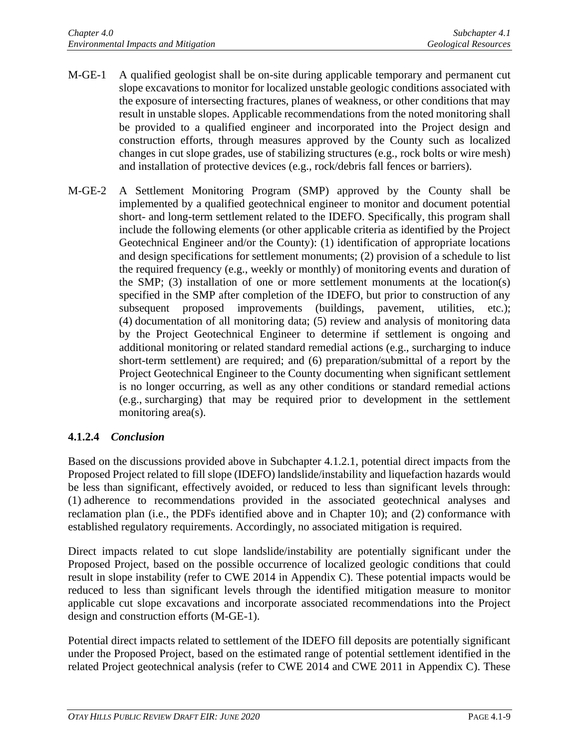M-GE-1 A qualified geologist shall be on-site during applicable temporary and permanent cut slope excavations to monitor for localized unstable geologic conditions associated with the exposure of intersecting fractures, planes of weakness, or other conditions that may result in unstable slopes. Applicable recommendations from the noted monitoring shall be provided to a qualified engineer and incorporated into the Project design and construction efforts, through measures approved by the County such as localized changes in cut slope grades, use of stabilizing structures (e.g., rock bolts or wire mesh) and installation of protective devices (e.g., rock/debris fall fences or barriers).

M-GE-2 A Settlement Monitoring Program (SMP) approved by the County shall be implemented by a qualified geotechnical engineer to monitor and document potential short- and long-term settlement related to the IDEFO. Specifically, this program shall include the following elements (or other applicable criteria as identified by the Project Geotechnical Engineer and/or the County): (1) identification of appropriate locations and design specifications for settlement monuments; (2) provision of a schedule to list the required frequency (e.g., weekly or monthly) of monitoring events and duration of the SMP; (3) installation of one or more settlement monuments at the location(s) specified in the SMP after completion of the IDEFO, but prior to construction of any subsequent proposed improvements (buildings, pavement, utilities, etc.); (4) documentation of all monitoring data; (5) review and analysis of monitoring data by the Project Geotechnical Engineer to determine if settlement is ongoing and additional monitoring or related standard remedial actions (e.g., surcharging to induce short-term settlement) are required; and (6) preparation/submittal of a report by the Project Geotechnical Engineer to the County documenting when significant settlement is no longer occurring, as well as any other conditions or standard remedial actions (e.g., surcharging) that may be required prior to development in the settlement monitoring area(s).

### 4.1.2.4 *Conclusion*

Based on the discussions provided above in Subchapter 4.1.2.1, potential direct impacts from the Proposed Project related to fill slope (IDEFO) landslide/instability and liquefaction hazards would be less than significant, effectively avoided, or reduced to less than significant levels through: (1) adherence to recommendations provided in the associated geotechnical analyses and reclamation plan (i.e., the PDFs identified above and in Chapter 10); and (2) conformance with established regulatory requirements. Accordingly, no associated mitigation is required.

Direct impacts related to cut slope landslide/instability are potentially significant under the Proposed Project, based on the possible occurrence of localized geologic conditions that could result in slope instability (refer to CWE 2014 in Appendix C). These potential impacts would be reduced to less than significant levels through the identified mitigation measure to monitor applicable cut slope excavations and incorporate associated recommendations into the Project design and construction efforts (M-GE-1).

Potential direct impacts related to settlement of the IDEFO fill deposits are potentially significant under the Proposed Project, based on the estimated range of potential settlement identified in the related Project geotechnical analysis (refer to CWE 2014 and CWE 2011 in Appendix C). These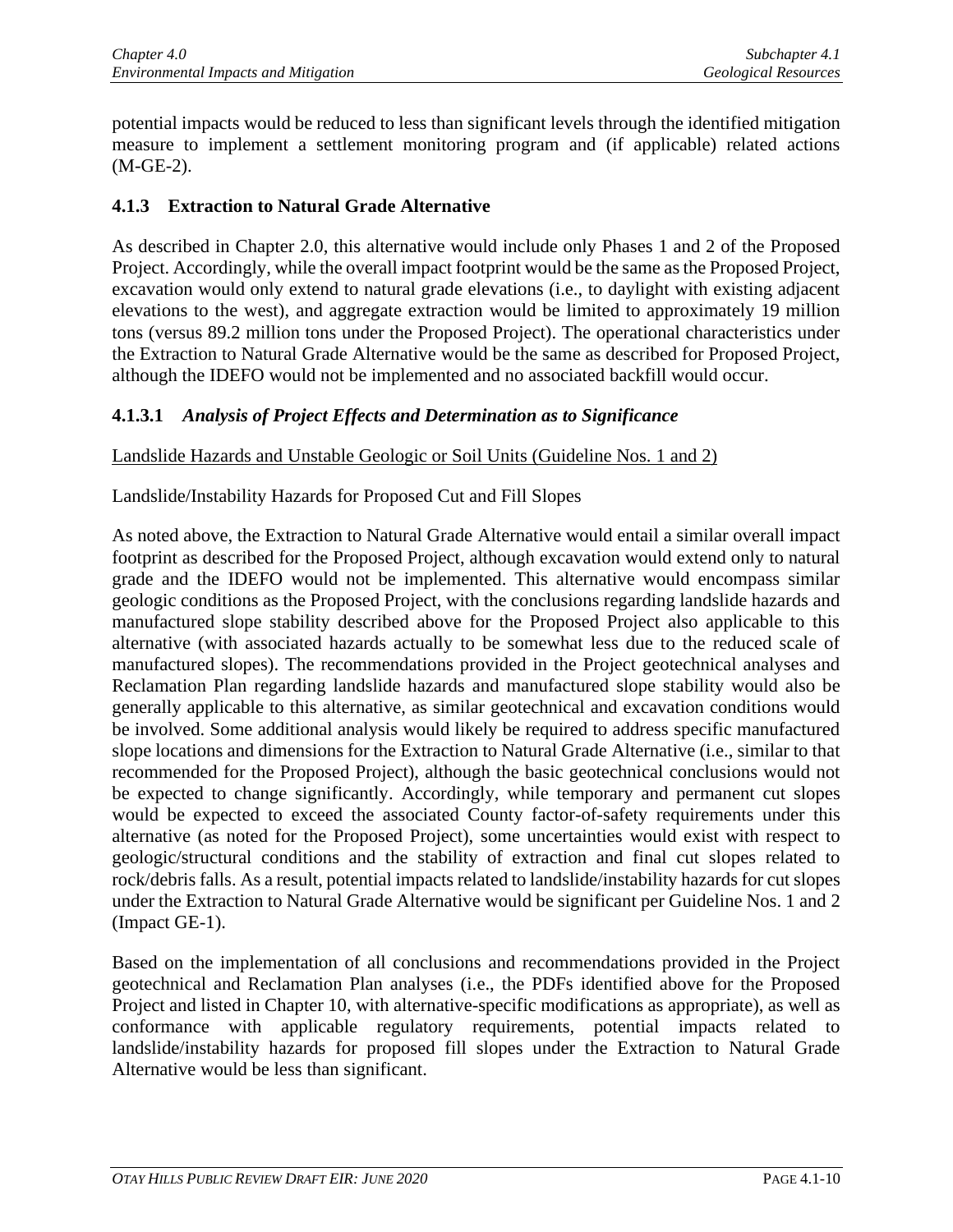potential impacts would be reduced to less than significant levels through the identified mitigation measure to implement a settlement monitoring program and (if applicable) related actions (M-GE-2).

## 4.1.3 Extraction to Natural Grade Alternative

As described in Chapter 2.0, this alternative would include only Phases 1 and 2 of the Proposed Project. Accordingly, while the overall impact footprint would be the same as the Proposed Project, excavation would only extend to natural grade elevations (i.e., to daylight with existing adjacent elevations to the west), and aggregate extraction would be limited to approximately 19 million tons (versus 89.2 million tons under the Proposed Project). The operational characteristics under the Extraction to Natural Grade Alternative would be the same as described for Proposed Project, although the IDEFO would not be implemented and no associated backfill would occur.

### 4.1.3.1 *Analysis of Project Effects and Determination as to Significance*

Landslide Hazards and Unstable Geologic or Soil Units (Guideline Nos. 1 and 2)

Landslide/Instability Hazards for Proposed Cut and Fill Slopes

As noted above, the Extraction to Natural Grade Alternative would entail a similar overall impact footprint as described for the Proposed Project, although excavation would extend only to natural grade and the IDEFO would not be implemented. This alternative would encompass similar geologic conditions as the Proposed Project, with the conclusions regarding landslide hazards and manufactured slope stability described above for the Proposed Project also applicable to this alternative (with associated hazards actually to be somewhat less due to the reduced scale of manufactured slopes). The recommendations provided in the Project geotechnical analyses and Reclamation Plan regarding landslide hazards and manufactured slope stability would also be generally applicable to this alternative, as similar geotechnical and excavation conditions would be involved. Some additional analysis would likely be required to address specific manufactured slope locations and dimensions for the Extraction to Natural Grade Alternative (i.e., similar to that recommended for the Proposed Project), although the basic geotechnical conclusions would not be expected to change significantly. Accordingly, while temporary and permanent cut slopes would be expected to exceed the associated County factor-of-safety requirements under this alternative (as noted for the Proposed Project), some uncertainties would exist with respect to geologic/structural conditions and the stability of extraction and final cut slopes related to rock/debris falls. As a result, potential impacts related to landslide/instability hazards for cut slopes under the Extraction to Natural Grade Alternative would be significant per Guideline Nos. 1 and 2 (Impact GE-1).

Based on the implementation of all conclusions and recommendations provided in the Project geotechnical and Reclamation Plan analyses (i.e., the PDFs identified above for the Proposed Project and listed in Chapter 10, with alternative-specific modifications as appropriate), as well as conformance with applicable regulatory requirements, potential impacts related to landslide/instability hazards for proposed fill slopes under the Extraction to Natural Grade Alternative would be less than significant.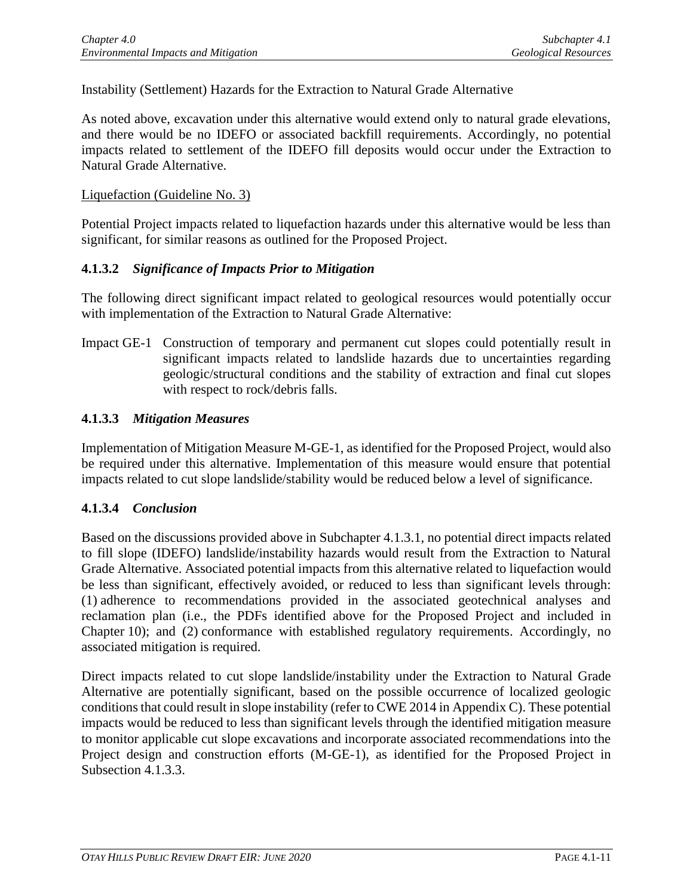Instability (Settlement) Hazards for the Extraction to Natural Grade Alternative

As noted above, excavation under this alternative would extend only to natural grade elevations, and there would be no IDEFO or associated backfill requirements. Accordingly, no potential impacts related to settlement of the IDEFO fill deposits would occur under the Extraction to Natural Grade Alternative.

<u>Liquefaction (Guideline No. 3)</u>

Potential Project impacts related to liquefaction hazards under this alternative would be less than significant, for similar reasons as outlined for the Proposed Project.

### 4.1.3.2 *Significance of Impacts Prior to Mitigation*

The following direct significant impact related to geological resources would potentially occur with implementation of the Extraction to Natural Grade Alternative:

Impact GE-1 Construction of temporary and permanent cut slopes could potentially result in significant impacts related to landslide hazards due to uncertainties regarding geologic/structural conditions and the stability of extraction and final cut slopes with respect to rock/debris falls.

### 4.1.3.3 *Mitigation Measures*

Implementation of Mitigation Measure M-GE-1, as identified for the Proposed Project, would also be required under this alternative. Implementation of this measure would ensure that potential impacts related to cut slope landslide/stability would be reduced below a level of significance.

### 4.1.3.4 *Conclusion*

Based on the discussions provided above in Subchapter 4.1.3.1, no potential direct impacts related to fill slope (IDEFO) landslide/instability hazards would result from the Extraction to Natural Grade Alternative. Associated potential impacts from this alternative related to liquefaction would be less than significant, effectively avoided, or reduced to less than significant levels through: (1) adherence to recommendations provided in the associated geotechnical analyses and reclamation plan (i.e., the PDFs identified above for the Proposed Project and included in Chapter 10); and (2) conformance with established regulatory requirements. Accordingly, no associated mitigation is required.

Direct impacts related to cut slope landslide/instability under the Extraction to Natural Grade Alternative are potentially significant, based on the possible occurrence of localized geologic conditions that could result in slope instability (refer to CWE 2014 in Appendix C). These potential impacts would be reduced to less than significant levels through the identified mitigation measure to monitor applicable cut slope excavations and incorporate associated recommendations into the Project design and construction efforts (M-GE-1), as identified for the Proposed Project in Subsection 4.1.3.3.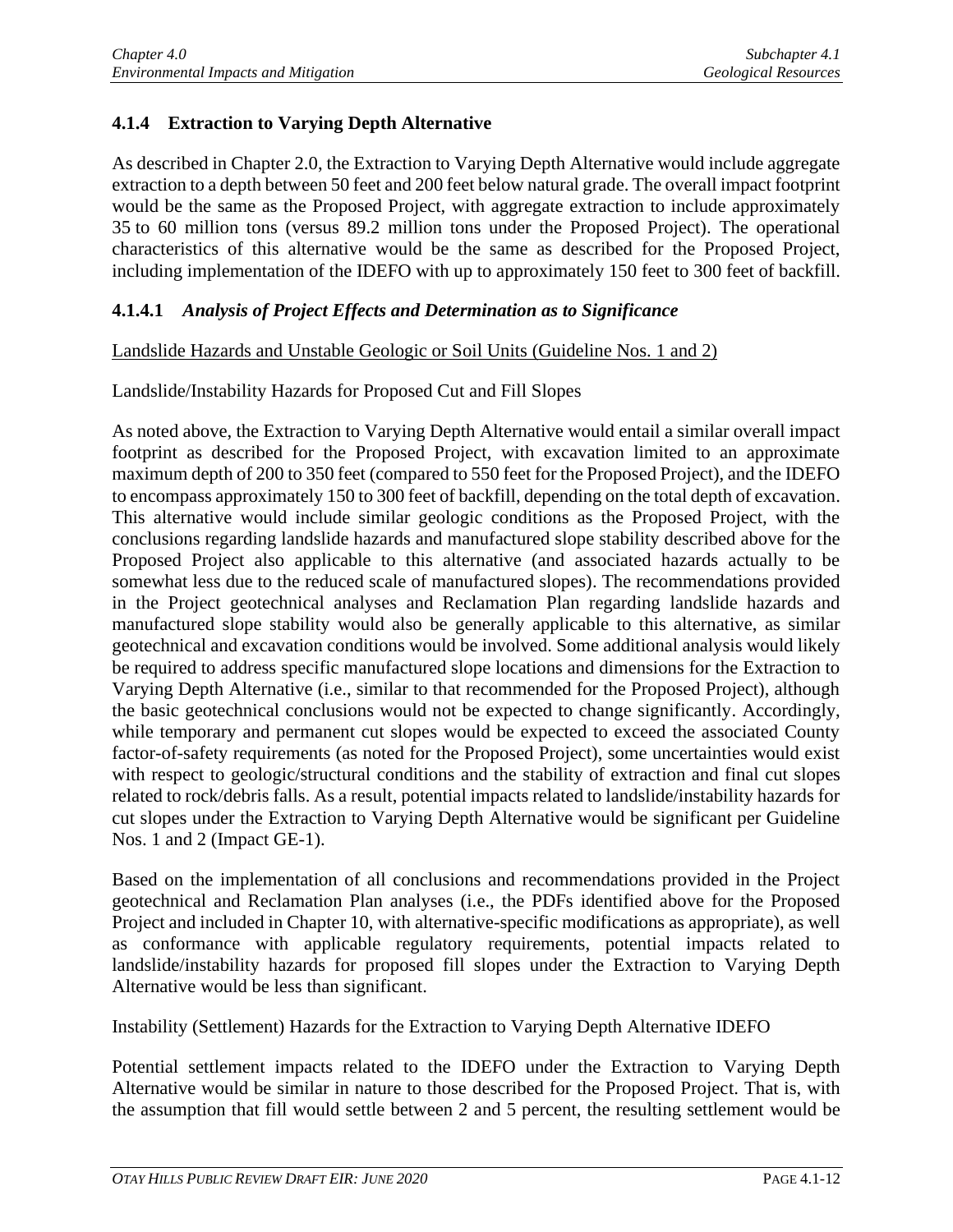### 4.1.4 Extraction to Varying Depth Alternative

As described in Chapter 2.0, the Extraction to Varying Depth Alternative would include aggregate extraction to a depth between 50 feet and 200 feet below natural grade. The overall impact footprint would be the same as the Proposed Project, with aggregate extraction to include approximately 35 to 60 million tons (versus 89.2 million tons under the Proposed Project). The operational characteristics of this alternative would be the same as described for the Proposed Project, including implementation of the IDEFO with up to approximately 150 feet to 300 feet of backfill.

#### 4.1.4.1 *Analysis of Project Effects and Determination as to Significance*

<u>Landslide Hazards and Unstable Geologic or Soil Units (Guideline Nos. 1 and 2)</u>

Landslide/Instability Hazards for Proposed Cut and Fill Slopes

As noted above, the Extraction to Varying Depth Alternative would entail a similar overall impact footprint as described for the Proposed Project, with excavation limited to an approximate maximum depth of 200 to 350 feet (compared to 550 feet for the Proposed Project), and the IDEFO to encompass approximately 150 to 300 feet of backfill, depending on the total depth of excavation. This alternative would include similar geologic conditions as the Proposed Project, with the conclusions regarding landslide hazards and manufactured slope stability described above for the Proposed Project also applicable to this alternative (and associated hazards actually to be somewhat less due to the reduced scale of manufactured slopes). The recommendations provided in the Project geotechnical analyses and Reclamation Plan regarding landslide hazards and manufactured slope stability would also be generally applicable to this alternative, as similar geotechnical and excavation conditions would be involved. Some additional analysis would likely be required to address specific manufactured slope locations and dimensions for the Extraction to Varying Depth Alternative (i.e., similar to that recommended for the Proposed Project), although the basic geotechnical conclusions would not be expected to change significantly. Accordingly, while temporary and permanent cut slopes would be expected to exceed the associated County factor-of-safety requirements (as noted for the Proposed Project), some uncertainties would exist with respect to geologic/structural conditions and the stability of extraction and final cut slopes related to rock/debris falls. As a result, potential impacts related to landslide/instability hazards for cut slopes under the Extraction to Varying Depth Alternative would be significant per Guideline Nos. 1 and 2 (Impact GE-1).

Based on the implementation of all conclusions and recommendations provided in the Project geotechnical and Reclamation Plan analyses (i.e., the PDFs identified above for the Proposed Project and included in Chapter 10, with alternative-specific modifications as appropriate), as well as conformance with applicable regulatory requirements, potential impacts related to landslide/instability hazards for proposed fill slopes under the Extraction to Varying Depth Alternative would be less than significant.

Instability (Settlement) Hazards for the Extraction to Varying Depth Alternative IDEFO

Potential settlement impacts related to the IDEFO under the Extraction to Varying Depth Alternative would be similar in nature to those described for the Proposed Project. That is, with the assumption that fill would settle between 2 and 5 percent, the resulting settlement would be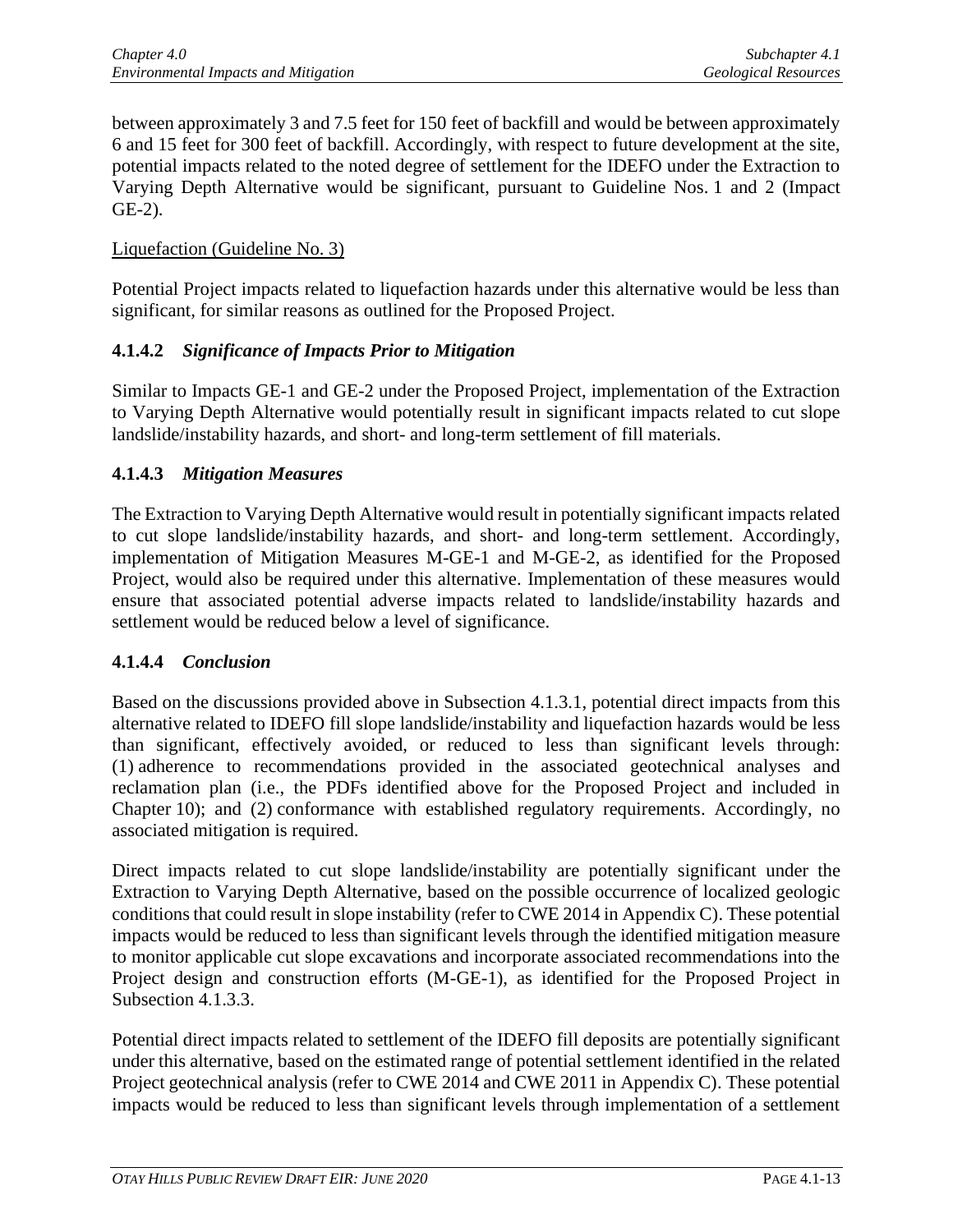between approximately 3 and 7.5 feet for 150 feet of backfill and would be between approximately 6 and 15 feet for 300 feet of backfill. Accordingly, with respect to future development at the site, potential impacts related to the noted degree of settlement for the IDEFO under the Extraction to Varying Depth Alternative would be significant, pursuant to Guideline Nos. 1 and 2 (Impact GE-2).

Liquefaction (Guideline No. 3)

Potential Project impacts related to liquefaction hazards under this alternative would be less than significant, for similar reasons as outlined for the Proposed Project.

### 4.1.4.2 *Significance of Impacts Prior to Mitigation*

Similar to Impacts GE-1 and GE-2 under the Proposed Project, implementation of the Extraction to Varying Depth Alternative would potentially result in significant impacts related to cut slope landslide/instability hazards, and short- and long-term settlement of fill materials.

### 4.1.4.3 *Mitigation Measures*

The Extraction to Varying Depth Alternative would result in potentially significant impacts related to cut slope landslide/instability hazards, and short- and long-term settlement. Accordingly, implementation of Mitigation Measures M-GE-1 and M-GE-2, as identified for the Proposed Project, would also be required under this alternative. Implementation of these measures would ensure that associated potential adverse impacts related to landslide/instability hazards and settlement would be reduced below a level of significance.

### 4.1.4.4 *Conclusion*

Based on the discussions provided above in Subsection 4.1.3.1, potential direct impacts from this alternative related to IDEFO fill slope landslide/instability and liquefaction hazards would be less than significant, effectively avoided, or reduced to less than significant levels through: (1) adherence to recommendations provided in the associated geotechnical analyses and reclamation plan (i.e., the PDFs identified above for the Proposed Project and included in Chapter 10); and (2) conformance with established regulatory requirements. Accordingly, no associated mitigation is required.

Direct impacts related to cut slope landslide/instability are potentially significant under the Extraction to Varying Depth Alternative, based on the possible occurrence of localized geologic conditions that could result in slope instability (refer to CWE 2014 in Appendix C). These potential impacts would be reduced to less than significant levels through the identified mitigation measure to monitor applicable cut slope excavations and incorporate associated recommendations into the Project design and construction efforts (M-GE-1), as identified for the Proposed Project in Subsection 4.1.3.3.

Potential direct impacts related to settlement of the IDEFO fill deposits are potentially significant under this alternative, based on the estimated range of potential settlement identified in the related Project geotechnical analysis (refer to CWE 2014 and CWE 2011 in Appendix C). These potential impacts would be reduced to less than significant levels through implementation of a settlement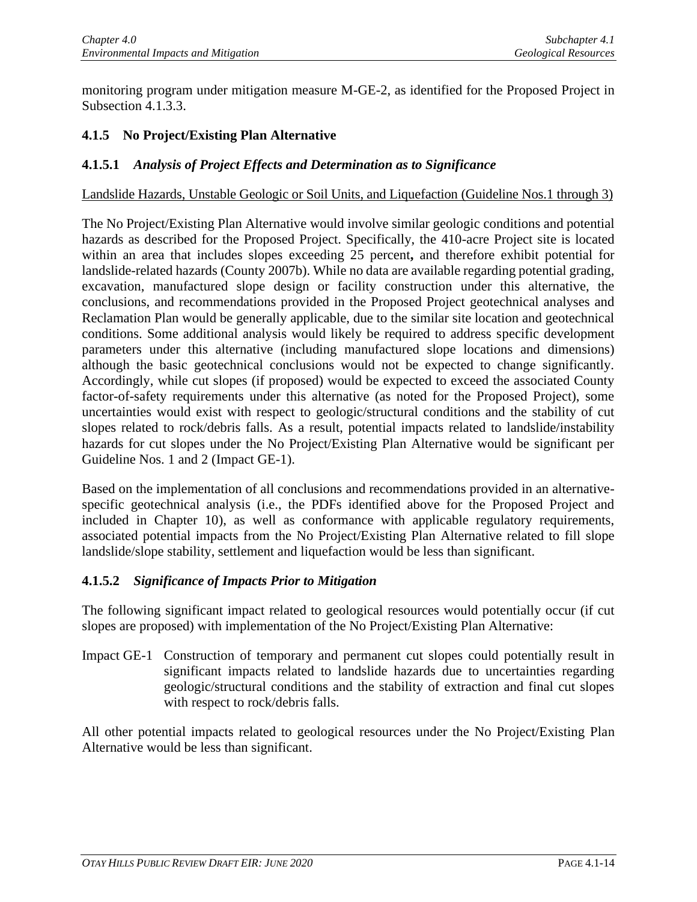monitoring program under mitigation measure M-GE-2, as identified for the Proposed Project in Subsection 4.1.3.3.

## 4.1.5 No Project/Existing Plan Alternative

### 4.1.5.1 *Analysis of Project Effects and Determination as to Significance*

<u>Landslide Hazards, Unstable Geologic or Soil Units, and Liquefaction (Guideline Nos.1 through 3)</u>

The No Project/Existing Plan Alternative would involve similar geologic conditions and potential hazards as described for the Proposed Project. Specifically, the 410-acre Project site is located within an area that includes slopes exceeding 25 percent**,** and therefore exhibit potential for landslide-related hazards (County 2007b). While no data are available regarding potential grading, excavation, manufactured slope design or facility construction under this alternative, the conclusions, and recommendations provided in the Proposed Project geotechnical analyses and Reclamation Plan would be generally applicable, due to the similar site location and geotechnical conditions. Some additional analysis would likely be required to address specific development parameters under this alternative (including manufactured slope locations and dimensions) although the basic geotechnical conclusions would not be expected to change significantly. Accordingly, while cut slopes (if proposed) would be expected to exceed the associated County factor-of-safety requirements under this alternative (as noted for the Proposed Project), some uncertainties would exist with respect to geologic/structural conditions and the stability of cut slopes related to rock/debris falls. As a result, potential impacts related to landslide/instability hazards for cut slopes under the No Project/Existing Plan Alternative would be significant per Guideline Nos. 1 and 2 (Impact GE-1).

Based on the implementation of all conclusions and recommendations provided in an alternative-specific geotechnical analysis (i.e., the PDFs identified above for the Proposed Project and included in Chapter 10), as well as conformance with applicable regulatory requirements, associated potential impacts from the No Project/Existing Plan Alternative related to fill slope landslide/slope stability, settlement and liquefaction would be less than significant.

### 4.1.5.2 *Significance of Impacts Prior to Mitigation*

The following significant impact related to geological resources would potentially occur (if cut slopes are proposed) with implementation of the No Project/Existing Plan Alternative:

Impact GE-1 Construction of temporary and permanent cut slopes could potentially result in significant impacts related to landslide hazards due to uncertainties regarding geologic/structural conditions and the stability of extraction and final cut slopes with respect to rock/debris falls.

All other potential impacts related to geological resources under the No Project/Existing Plan Alternative would be less than significant.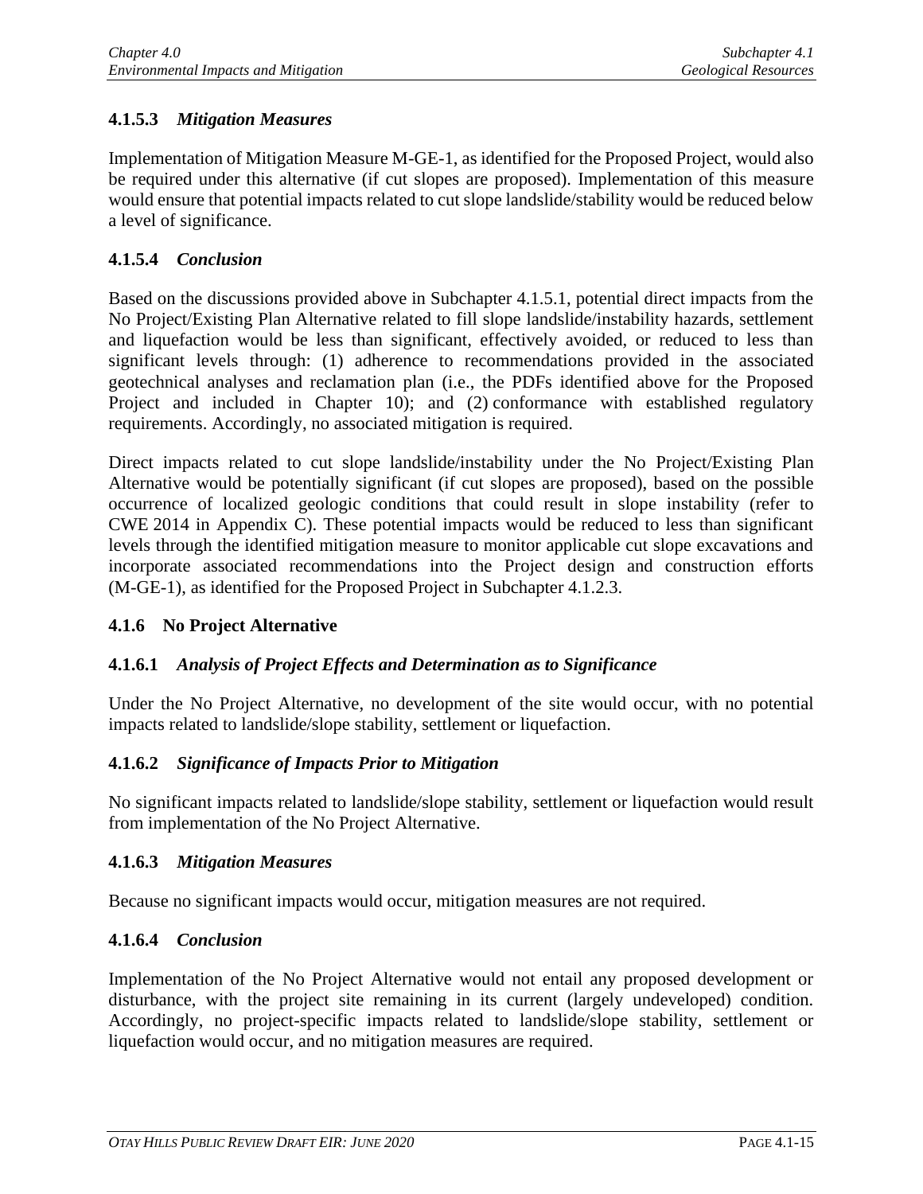### 4.1.5.3 *Mitigation Measures*

Implementation of Mitigation Measure M-GE-1, as identified for the Proposed Project, would also be required under this alternative (if cut slopes are proposed). Implementation of this measure would ensure that potential impacts related to cut slope landslide/stability would be reduced below a level of significance.

### 4.1.5.4 *Conclusion*

Based on the discussions provided above in Subchapter 4.1.5.1, potential direct impacts from the No Project/Existing Plan Alternative related to fill slope landslide/instability hazards, settlement and liquefaction would be less than significant, effectively avoided, or reduced to less than significant levels through: (1) adherence to recommendations provided in the associated geotechnical analyses and reclamation plan (i.e., the PDFs identified above for the Proposed Project and included in Chapter 10); and (2) conformance with established regulatory requirements. Accordingly, no associated mitigation is required.

Direct impacts related to cut slope landslide/instability under the No Project/Existing Plan Alternative would be potentially significant (if cut slopes are proposed), based on the possible occurrence of localized geologic conditions that could result in slope instability (refer to CWE 2014 in Appendix C). These potential impacts would be reduced to less than significant levels through the identified mitigation measure to monitor applicable cut slope excavations and incorporate associated recommendations into the Project design and construction efforts (M-GE-1), as identified for the Proposed Project in Subchapter 4.1.2.3.

## 4.1.6 No Project Alternative

### 4.1.6.1 *Analysis of Project Effects and Determination as to Significance*

Under the No Project Alternative, no development of the site would occur, with no potential impacts related to landslide/slope stability, settlement or liquefaction.

### 4.1.6.2 *Significance of Impacts Prior to Mitigation*

No significant impacts related to landslide/slope stability, settlement or liquefaction would result from implementation of the No Project Alternative.

### 4.1.6.3 *Mitigation Measures*

Because no significant impacts would occur, mitigation measures are not required.

### 4.1.6.4 *Conclusion*

Implementation of the No Project Alternative would not entail any proposed development or disturbance, with the project site remaining in its current (largely undeveloped) condition. Accordingly, no project-specific impacts related to landslide/slope stability, settlement or liquefaction would occur, and no mitigation measures are required.